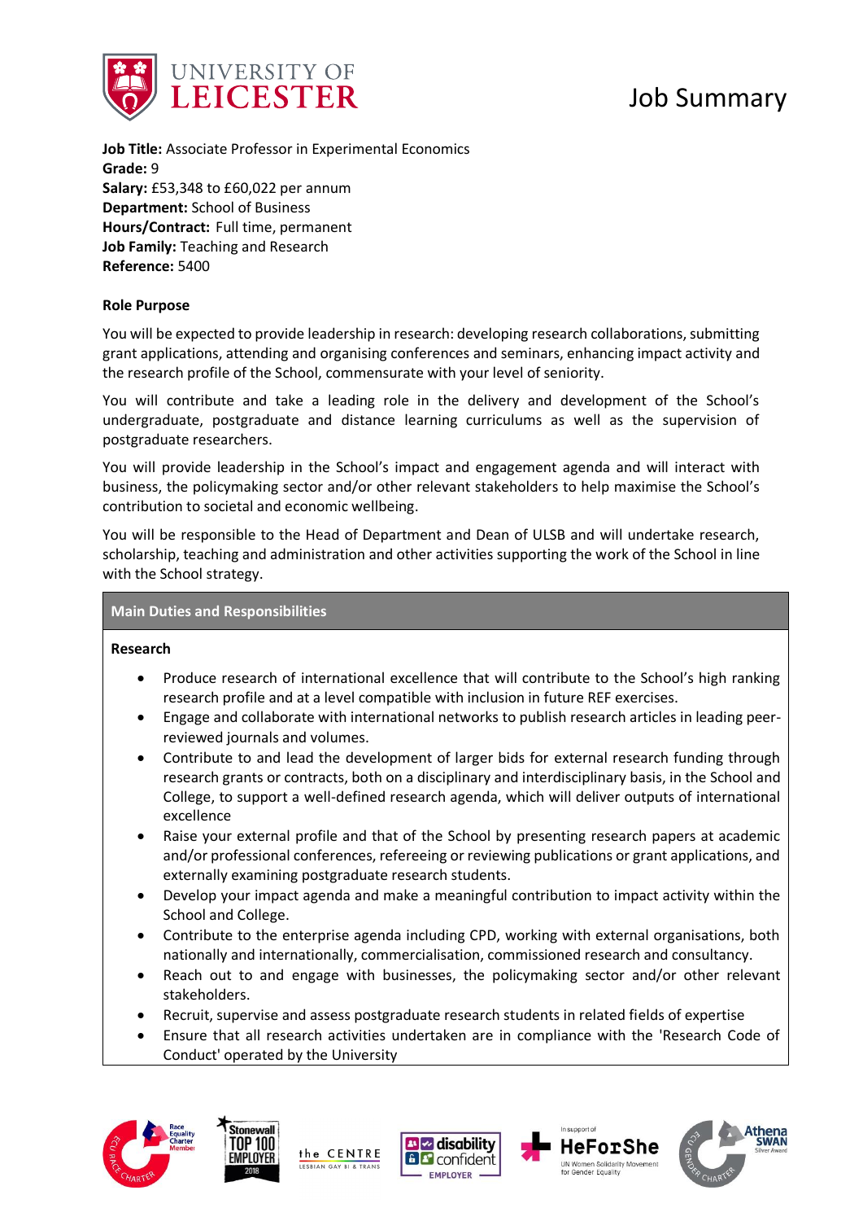# Job Summary

**Job Title:** Associate Professor in Experimental Economics
**Grade:** 9
**Salary:** £53,348 to £60,022 per annum
**Department:** School of Business
**Hours/Contract:** Full time, permanent
**Job Family:** Teaching and Research
**Reference:** 5400

**Role Purpose**

You will be expected to provide leadership in research: developing research collaborations, submitting grant applications, attending and organising conferences and seminars, enhancing impact activity and the research profile of the School, commensurate with your level of seniority.

You will contribute and take a leading role in the delivery and development of the School's undergraduate, postgraduate and distance learning curriculums as well as the supervision of postgraduate researchers.

You will provide leadership in the School's impact and engagement agenda and will interact with business, the policymaking sector and/or other relevant stakeholders to help maximise the School's contribution to societal and economic wellbeing.

You will be responsible to the Head of Department and Dean of ULSB and will undertake research, scholarship, teaching and administration and other activities supporting the work of the School in line with the School strategy.

## Main Duties and Responsibilities

**Research**

- Produce research of international excellence that will contribute to the School's high ranking research profile and at a level compatible with inclusion in future REF exercises.
- Engage and collaborate with international networks to publish research articles in leading peer-reviewed journals and volumes.
- Contribute to and lead the development of larger bids for external research funding through research grants or contracts, both on a disciplinary and interdisciplinary basis, in the School and College, to support a well-defined research agenda, which will deliver outputs of international excellence
- Raise your external profile and that of the School by presenting research papers at academic and/or professional conferences, refereeing or reviewing publications or grant applications, and externally examining postgraduate research students.
- Develop your impact agenda and make a meaningful contribution to impact activity within the School and College.
- Contribute to the enterprise agenda including CPD, working with external organisations, both nationally and internationally, commercialisation, commissioned research and consultancy.
- Reach out to and engage with businesses, the policymaking sector and/or other relevant stakeholders.
- Recruit, supervise and assess postgraduate research students in related fields of expertise
- Ensure that all research activities undertaken are in compliance with the 'Research Code of Conduct' operated by the University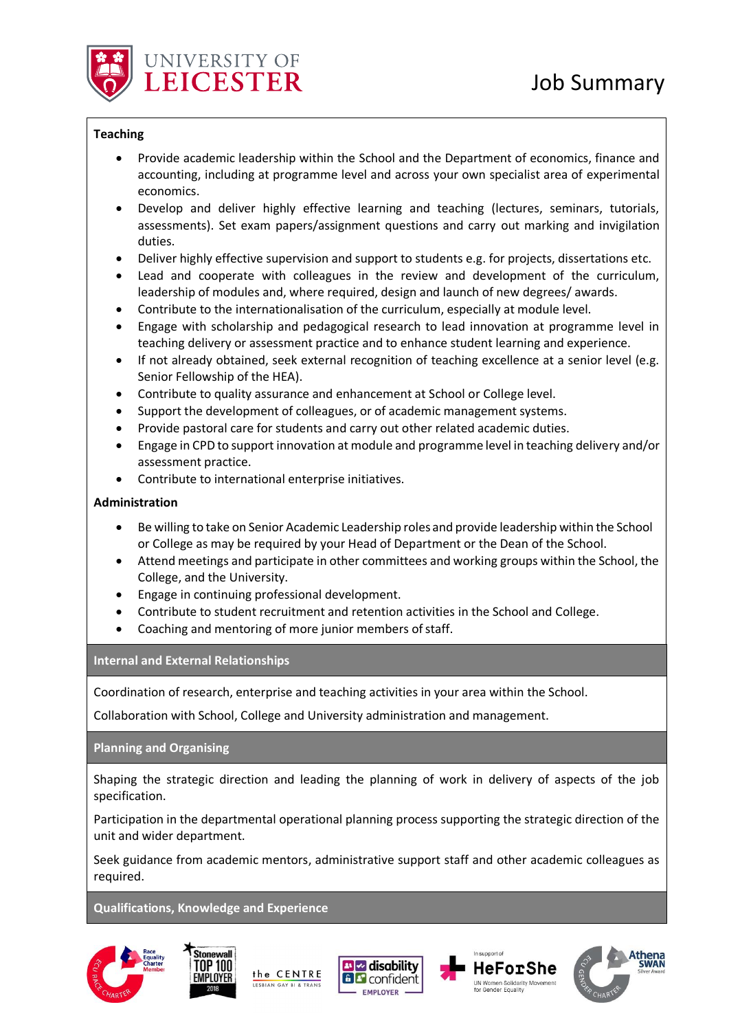# Job Summary

### Teaching

- Provide academic leadership within the School and the Department of economics, finance and accounting, including at programme level and across your own specialist area of experimental economics.
- Develop and deliver highly effective learning and teaching (lectures, seminars, tutorials, assessments). Set exam papers/assignment questions and carry out marking and invigilation duties.
- Deliver highly effective supervision and support to students e.g. for projects, dissertations etc.
- Lead and cooperate with colleagues in the review and development of the curriculum, leadership of modules and, where required, design and launch of new degrees/ awards.
- Contribute to the internationalisation of the curriculum, especially at module level.
- Engage with scholarship and pedagogical research to lead innovation at programme level in teaching delivery or assessment practice and to enhance student learning and experience.
- If not already obtained, seek external recognition of teaching excellence at a senior level (e.g. Senior Fellowship of the HEA).
- Contribute to quality assurance and enhancement at School or College level.
- Support the development of colleagues, or of academic management systems.
- Provide pastoral care for students and carry out other related academic duties.
- Engage in CPD to support innovation at module and programme level in teaching delivery and/or assessment practice.
- Contribute to international enterprise initiatives.

### Administration

- Be willing to take on Senior Academic Leadership roles and provide leadership within the School or College as may be required by your Head of Department or the Dean of the School.
- Attend meetings and participate in other committees and working groups within the School, the College, and the University.
- Engage in continuing professional development.
- Contribute to student recruitment and retention activities in the School and College.
- Coaching and mentoring of more junior members of staff.

### Internal and External Relationships

Coordination of research, enterprise and teaching activities in your area within the School.

Collaboration with School, College and University administration and management.

### Planning and Organising

Shaping the strategic direction and leading the planning of work in delivery of aspects of the job specification.

Participation in the departmental operational planning process supporting the strategic direction of the unit and wider department.

Seek guidance from academic mentors, administrative support staff and other academic colleagues as required.

### Qualifications, Knowledge and Experience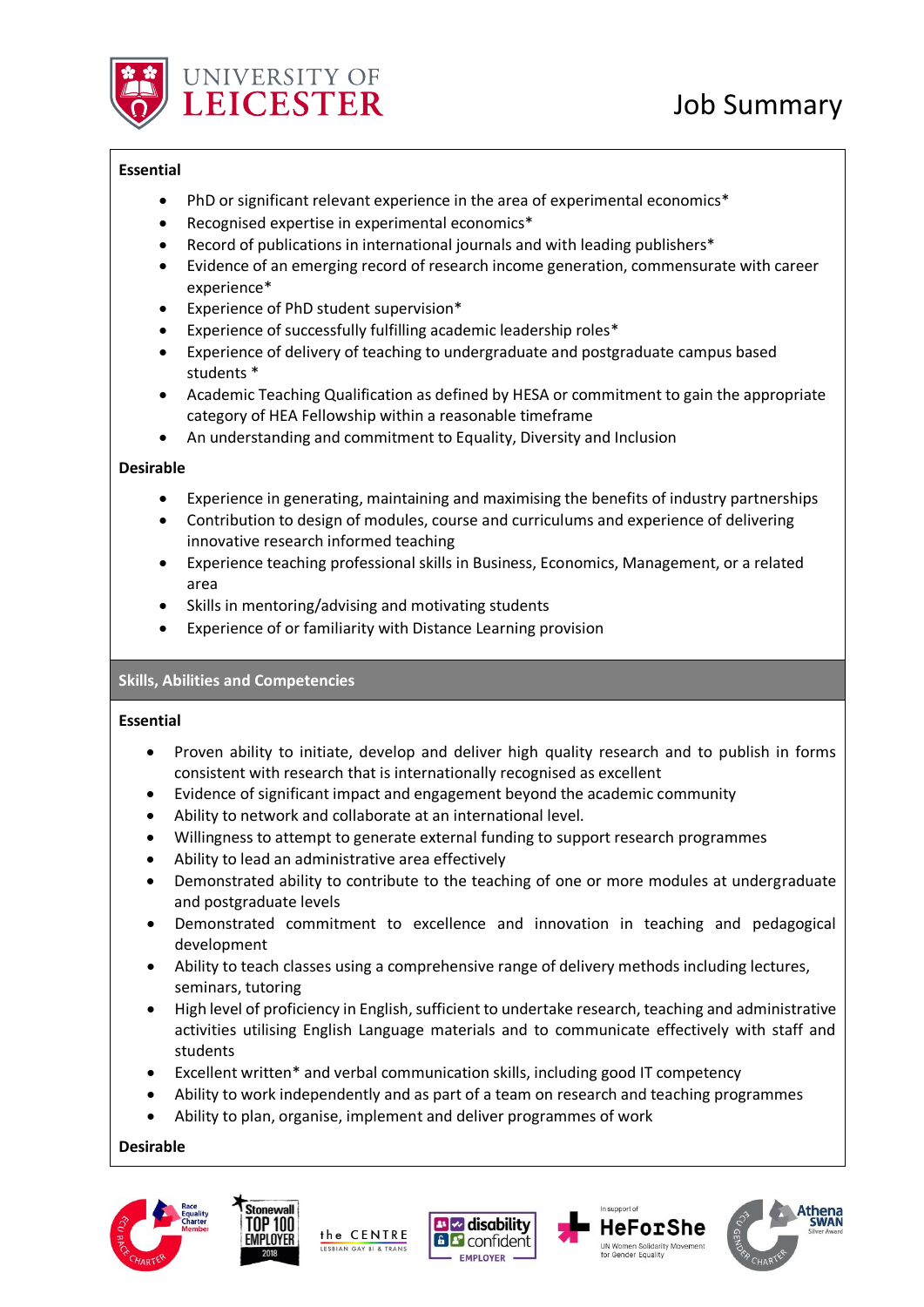**Essential**

- PhD or significant relevant experience in the area of experimental economics*
- Recognised expertise in experimental economics*
- Record of publications in international journals and with leading publishers*
- Evidence of an emerging record of research income generation, commensurate with career experience*
- Experience of PhD student supervision*
- Experience of successfully fulfilling academic leadership roles*
- Experience of delivery of teaching to undergraduate and postgraduate campus based students *
- Academic Teaching Qualification as defined by HESA or commitment to gain the appropriate category of HEA Fellowship within a reasonable timeframe
- An understanding and commitment to Equality, Diversity and Inclusion

**Desirable**

- Experience in generating, maintaining and maximising the benefits of industry partnerships
- Contribution to design of modules, course and curriculums and experience of delivering innovative research informed teaching
- Experience teaching professional skills in Business, Economics, Management, or a related area
- Skills in mentoring/advising and motivating students
- Experience of or familiarity with Distance Learning provision

## Skills, Abilities and Competencies

**Essential**

- Proven ability to initiate, develop and deliver high quality research and to publish in forms consistent with research that is internationally recognised as excellent
- Evidence of significant impact and engagement beyond the academic community
- Ability to network and collaborate at an international level.
- Willingness to attempt to generate external funding to support research programmes
- Ability to lead an administrative area effectively
- Demonstrated ability to contribute to the teaching of one or more modules at undergraduate and postgraduate levels
- Demonstrated commitment to excellence and innovation in teaching and pedagogical development
- Ability to teach classes using a comprehensive range of delivery methods including lectures, seminars, tutoring
- High level of proficiency in English, sufficient to undertake research, teaching and administrative activities utilising English Language materials and to communicate effectively with staff and students
- Excellent written* and verbal communication skills, including good IT competency
- Ability to work independently and as part of a team on research and teaching programmes
- Ability to plan, organise, implement and deliver programmes of work

**Desirable**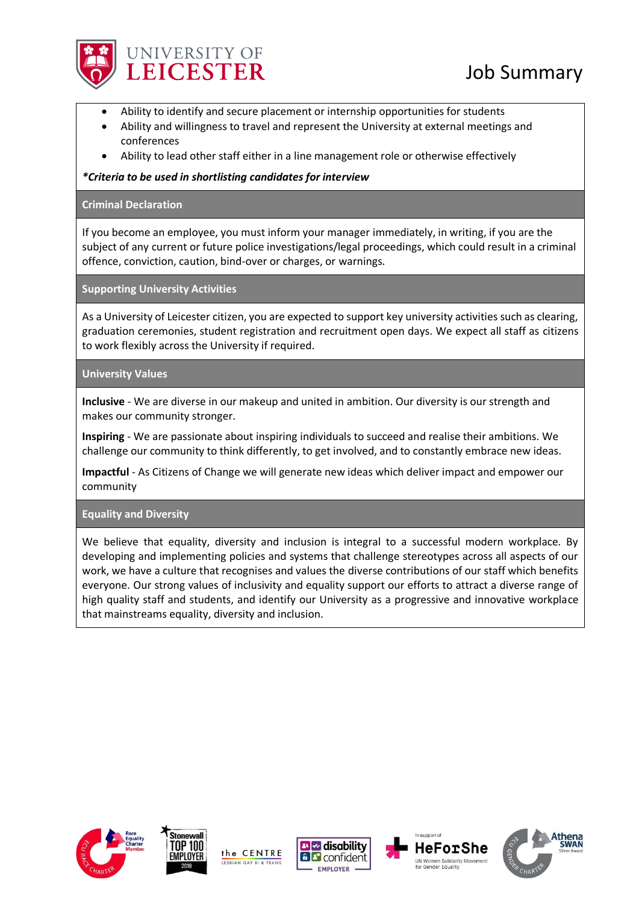- Ability to identify and secure placement or internship opportunities for students
- Ability and willingness to travel and represent the University at external meetings and conferences
- Ability to lead other staff either in a line management role or otherwise effectively

***Criteria to be used in shortlisting candidates for interview***

## Criminal Declaration

If you become an employee, you must inform your manager immediately, in writing, if you are the subject of any current or future police investigations/legal proceedings, which could result in a criminal offence, conviction, caution, bind-over or charges, or warnings.

## Supporting University Activities

As a University of Leicester citizen, you are expected to support key university activities such as clearing, graduation ceremonies, student registration and recruitment open days. We expect all staff as citizens to work flexibly across the University if required.

## University Values

**Inclusive** - We are diverse in our makeup and united in ambition. Our diversity is our strength and makes our community stronger.

**Inspiring** - We are passionate about inspiring individuals to succeed and realise their ambitions. We challenge our community to think differently, to get involved, and to constantly embrace new ideas.

**Impactful** - As Citizens of Change we will generate new ideas which deliver impact and empower our community

## Equality and Diversity

We believe that equality, diversity and inclusion is integral to a successful modern workplace. By developing and implementing policies and systems that challenge stereotypes across all aspects of our work, we have a culture that recognises and values the diverse contributions of our staff which benefits everyone. Our strong values of inclusivity and equality support our efforts to attract a diverse range of high quality staff and students, and identify our University as a progressive and innovative workplace that mainstreams equality, diversity and inclusion.